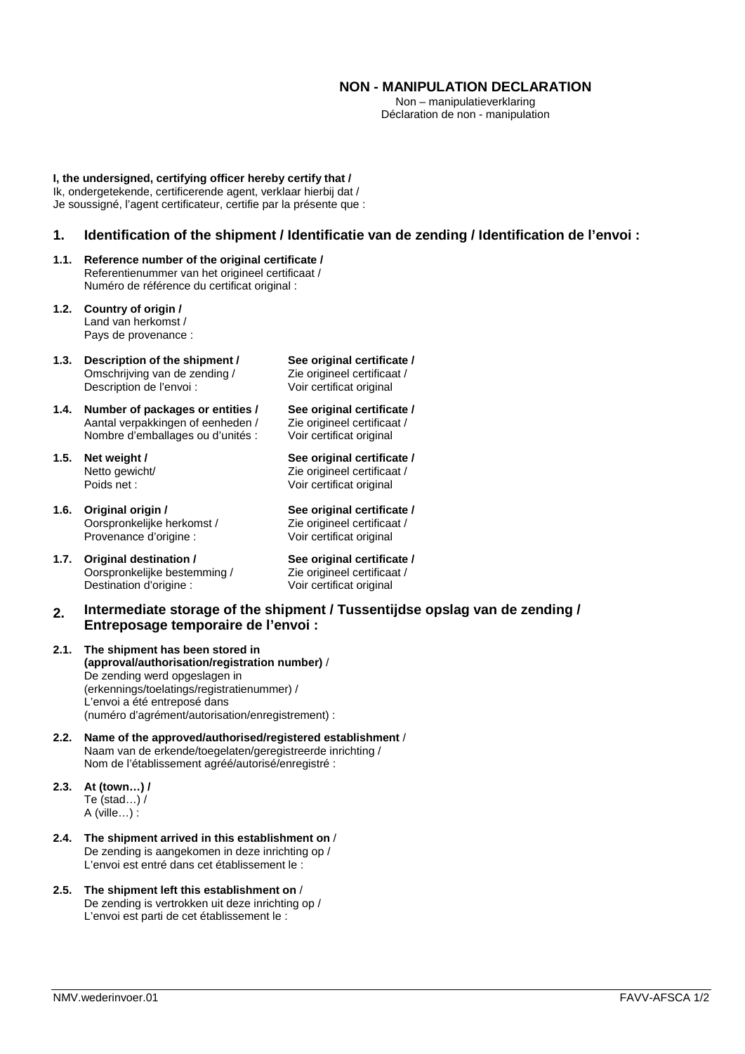# NON - MANIPULATION DECLARATION

Non – manipulatieverklaring
Déclaration de non - manipulation

**I, the undersigned, certifying officer hereby certify that /**
Ik, ondergetekende, certificerende agent, verklaar hierbij dat /
Je soussigné, l'agent certificateur, certifie par la présente que :

## 1. Identification of the shipment / Identificatie van de zending / Identification de l'envoi :

**1.1. Reference number of the original certificate /**
Referentienummer van het origineel certificaat /
Numéro de référence du certificat original :

**1.2. Country of origin /**
Land van herkomst /
Pays de provenance :

| | | |
|---|---|---|
| **1.3.** | **Description of the shipment /** Omschrijving van de zending / Description de l'envoi : | **See original certificate /** Zie origineel certificaat / Voir certificat original |
| **1.4.** | **Number of packages or entities /** Aantal verpakkingen of eenheden / Nombre d'emballages ou d'unités : | **See original certificate /** Zie origineel certificaat / Voir certificat original |
| **1.5.** | **Net weight /** Netto gewicht/ Poids net : | **See original certificate /** Zie origineel certificaat / Voir certificat original |
| **1.6.** | **Original origin /** Oorspronkelijke herkomst / Provenance d'origine : | **See original certificate /** Zie origineel certificaat / Voir certificat original |
| **1.7.** | **Original destination /** Oorspronkelijke bestemming / Destination d'origine : | **See original certificate /** Zie origineel certificaat / Voir certificat original |

## 2. Intermediate storage of the shipment / Tussentijdse opslag van de zending / Entreposage temporaire de l'envoi :

**2.1. The shipment has been stored in (approval/authorisation/registration number)** /
De zending werd opgeslagen in (erkennings/toelatings/registratienummer) /
L'envoi a été entreposé dans (numéro d'agrément/autorisation/enregistrement) :

**2.2. Name of the approved/authorised/registered establishment** /
Naam van de erkende/toegelaten/geregistreerde inrichting /
Nom de l'établissement agréé/autorisé/enregistré :

**2.3. At (town…) /**
Te (stad…) /
A (ville…) :

**2.4. The shipment arrived in this establishment on** /
De zending is aangekomen in deze inrichting op /
L'envoi est entré dans cet établissement le :

**2.5. The shipment left this establishment on** /
De zending is vertrokken uit deze inrichting op /
L'envoi est parti de cet établissement le :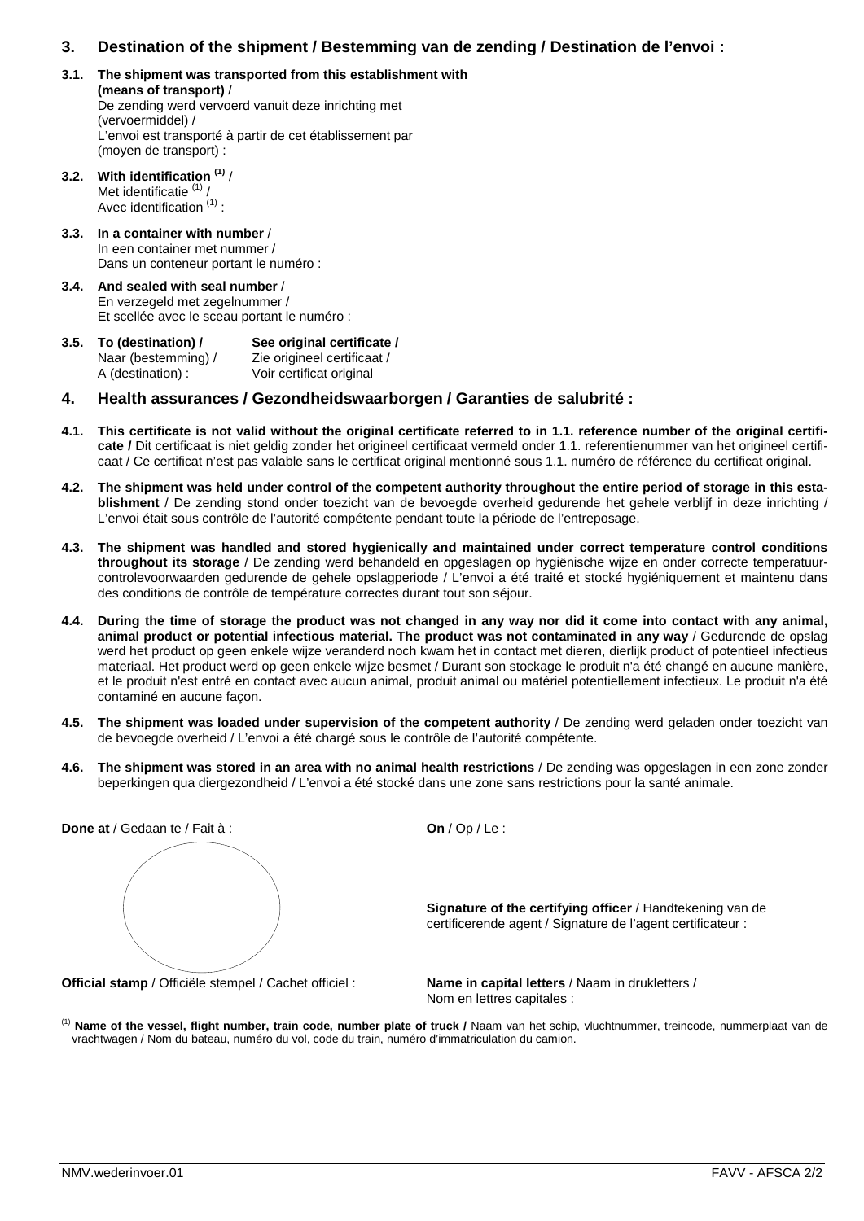## 3. Destination of the shipment / Bestemming van de zending / Destination de l'envoi :

**3.1. The shipment was transported from this establishment with (means of transport)** /
De zending werd vervoerd vanuit deze inrichting met (vervoermiddel) /
L'envoi est transporté à partir de cet établissement par (moyen de transport) :

**3.2. With identification** [(1)] /
Met identificatie [(1)] /
Avec identification [(1)] :

**3.3. In a container with number** /
In een container met nummer /
Dans un conteneur portant le numéro :

**3.4. And sealed with seal number** /
En verzegeld met zegelnummer /
Et scellée avec le sceau portant le numéro :

**3.5. To (destination) /** Naar (bestemming) / A (destination) : **See original certificate /** Zie origineel certificaat / Voir certificat original

## 4. Health assurances / Gezondheidswaarborgen / Garanties de salubrité :

**4.1. This certificate is not valid without the original certificate referred to in 1.1. reference number of the original certificate /** Dit certificaat is niet geldig zonder het origineel certificaat vermeld onder 1.1. referentienummer van het origineel certificaat / Ce certificat n'est pas valable sans le certificat original mentionné sous 1.1. numéro de référence du certificat original.

**4.2. The shipment was held under control of the competent authority throughout the entire period of storage in this establishment** / De zending stond onder toezicht van de bevoegde overheid gedurende het gehele verblijf in deze inrichting / L'envoi était sous contrôle de l'autorité compétente pendant toute la période de l'entreposage.

**4.3. The shipment was handled and stored hygienically and maintained under correct temperature control conditions throughout its storage** / De zending werd behandeld en opgeslagen op hygiënische wijze en onder correcte temperatuurcontrolevoorwaarden gedurende de gehele opslagperiode / L'envoi a été traité et stocké hygiéniquement et maintenu dans des conditions de contrôle de température correctes durant tout son séjour.

**4.4. During the time of storage the product was not changed in any way nor did it come into contact with any animal, animal product or potential infectious material. The product was not contaminated in any way** / Gedurende de opslag werd het product op geen enkele wijze veranderd noch kwam het in contact met dieren, dierlijk product of potentieel infectieus materiaal. Het product werd op geen enkele wijze besmet / Durant son stockage le produit n'a été changé en aucune manière, et le produit n'est entré en contact avec aucun animal, produit animal ou matériel potentiellement infectieux. Le produit n'a été contaminé en aucune façon.

**4.5. The shipment was loaded under supervision of the competent authority** / De zending werd geladen onder toezicht van de bevoegde overheid / L'envoi a été chargé sous le contrôle de l'autorité compétente.

**4.6. The shipment was stored in an area with no animal health restrictions** / De zending was opgeslagen in een zone zonder beperkingen qua diergezondheid / L'envoi a été stocké dans une zone sans restrictions pour la santé animale.

**Done at** / Gedaan te / Fait à :

**On** / Op / Le :

**Signature of the certifying officer** / Handtekening van de certificerende agent / Signature de l'agent certificateur :

**Official stamp** / Officiële stempel / Cachet officiel :

**Name in capital letters** / Naam in drukletters / Nom en lettres capitales :

[(1)] **Name of the vessel, flight number, train code, number plate of truck /** Naam van het schip, vluchtnummer, treincode, nummerplaat van de vrachtwagen / Nom du bateau, numéro du vol, code du train, numéro d'immatriculation du camion.

NMV.wederinvoer.01 FAVV - AFSCA